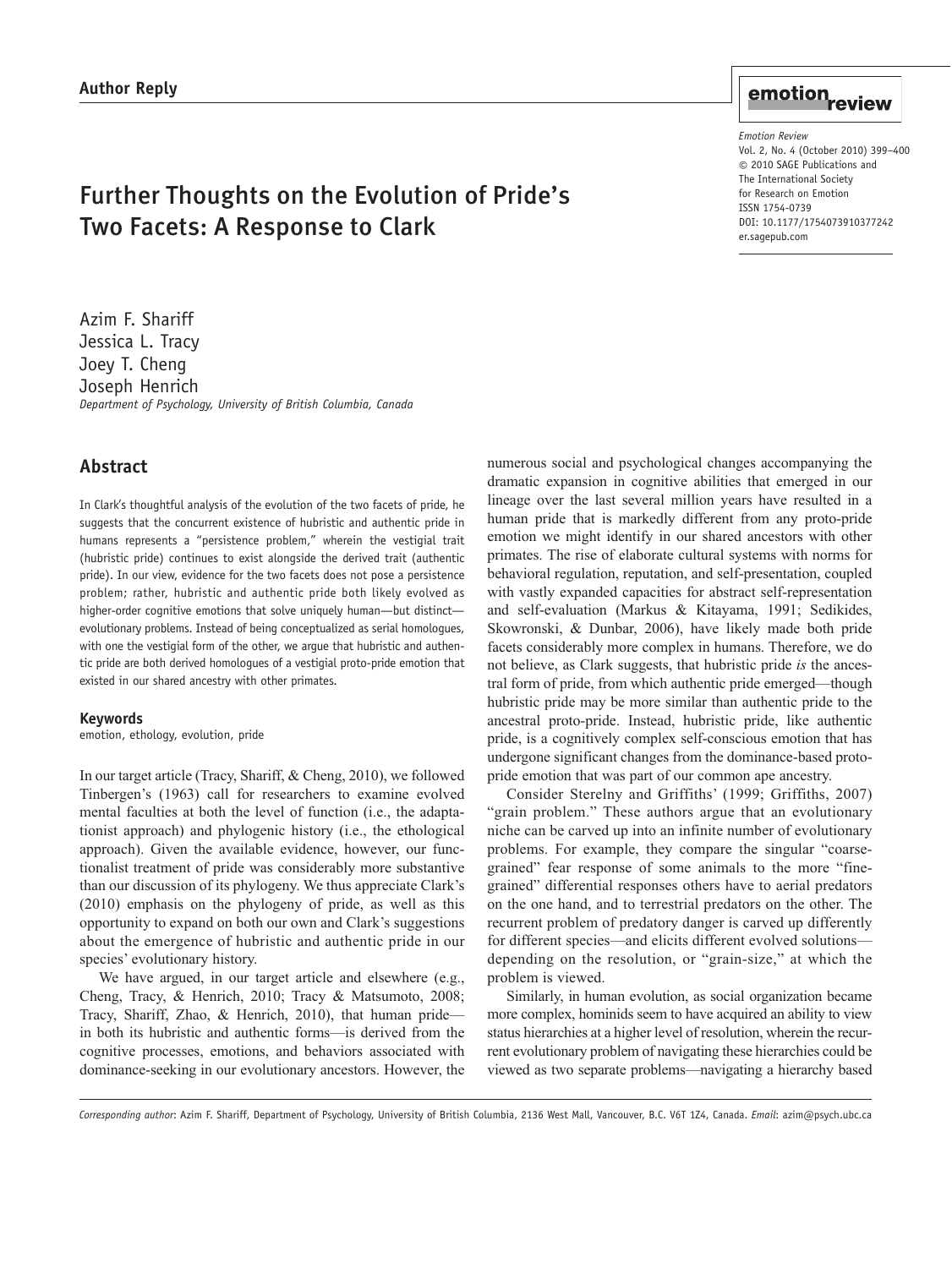Author Reply

# Further Thoughts on the Evolution of Pride's Two Facets: A Response to Clark

Azim F. Shariff
Jessica L. Tracy
Joey T. Cheng
Joseph Henrich
*Department of Psychology, University of British Columbia, Canada*

## Abstract

In Clark's thoughtful analysis of the evolution of the two facets of pride, he suggests that the concurrent existence of hubristic and authentic pride in humans represents a "persistence problem," wherein the vestigial trait (hubristic pride) continues to exist alongside the derived trait (authentic pride). In our view, evidence for the two facets does not pose a persistence problem; rather, hubristic and authentic pride both likely evolved as higher-order cognitive emotions that solve uniquely human—but distinct—evolutionary problems. Instead of being conceptualized as serial homologues, with one the vestigial form of the other, we argue that hubristic and authentic pride are both derived homologues of a vestigial proto-pride emotion that existed in our shared ancestry with other primates.

### Keywords

emotion, ethology, evolution, pride

In our target article (Tracy, Shariff, & Cheng, 2010), we followed Tinbergen's (1963) call for researchers to examine evolved mental faculties at both the level of function (i.e., the adaptationist approach) and phylogenic history (i.e., the ethological approach). Given the available evidence, however, our functionalist treatment of pride was considerably more substantive than our discussion of its phylogeny. We thus appreciate Clark's (2010) emphasis on the phylogeny of pride, as well as this opportunity to expand on both our own and Clark's suggestions about the emergence of hubristic and authentic pride in our species' evolutionary history.

We have argued, in our target article and elsewhere (e.g., Cheng, Tracy, & Henrich, 2010; Tracy & Matsumoto, 2008; Tracy, Shariff, Zhao, & Henrich, 2010), that human pride—in both its hubristic and authentic forms—is derived from the cognitive processes, emotions, and behaviors associated with dominance-seeking in our evolutionary ancestors. However, the numerous social and psychological changes accompanying the dramatic expansion in cognitive abilities that emerged in our lineage over the last several million years have resulted in a human pride that is markedly different from any proto-pride emotion we might identify in our shared ancestors with other primates. The rise of elaborate cultural systems with norms for behavioral regulation, reputation, and self-presentation, coupled with vastly expanded capacities for abstract self-representation and self-evaluation (Markus & Kitayama, 1991; Sedikides, Skowronski, & Dunbar, 2006), have likely made both pride facets considerably more complex in humans. Therefore, we do not believe, as Clark suggests, that hubristic pride *is* the ancestral form of pride, from which authentic pride emerged—though hubristic pride may be more similar than authentic pride to the ancestral proto-pride. Instead, hubristic pride, like authentic pride, is a cognitively complex self-conscious emotion that has undergone significant changes from the dominance-based proto-pride emotion that was part of our common ape ancestry.

Consider Sterelny and Griffiths' (1999; Griffiths, 2007) "grain problem." These authors argue that an evolutionary niche can be carved up into an infinite number of evolutionary problems. For example, they compare the singular "coarse-grained" fear response of some animals to the more "fine-grained" differential responses others have to aerial predators on the one hand, and to terrestrial predators on the other. The recurrent problem of predatory danger is carved up differently for different species—and elicits different evolved solutions—depending on the resolution, or "grain-size," at which the problem is viewed.

Similarly, in human evolution, as social organization became more complex, hominids seem to have acquired an ability to view status hierarchies at a higher level of resolution, wherein the recurrent evolutionary problem of navigating these hierarchies could be viewed as two separate problems—navigating a hierarchy based

*Corresponding author*: Azim F. Shariff, Department of Psychology, University of British Columbia, 2136 West Mall, Vancouver, B.C. V6T 1Z4, Canada. *Email*: azim@psych.ubc.ca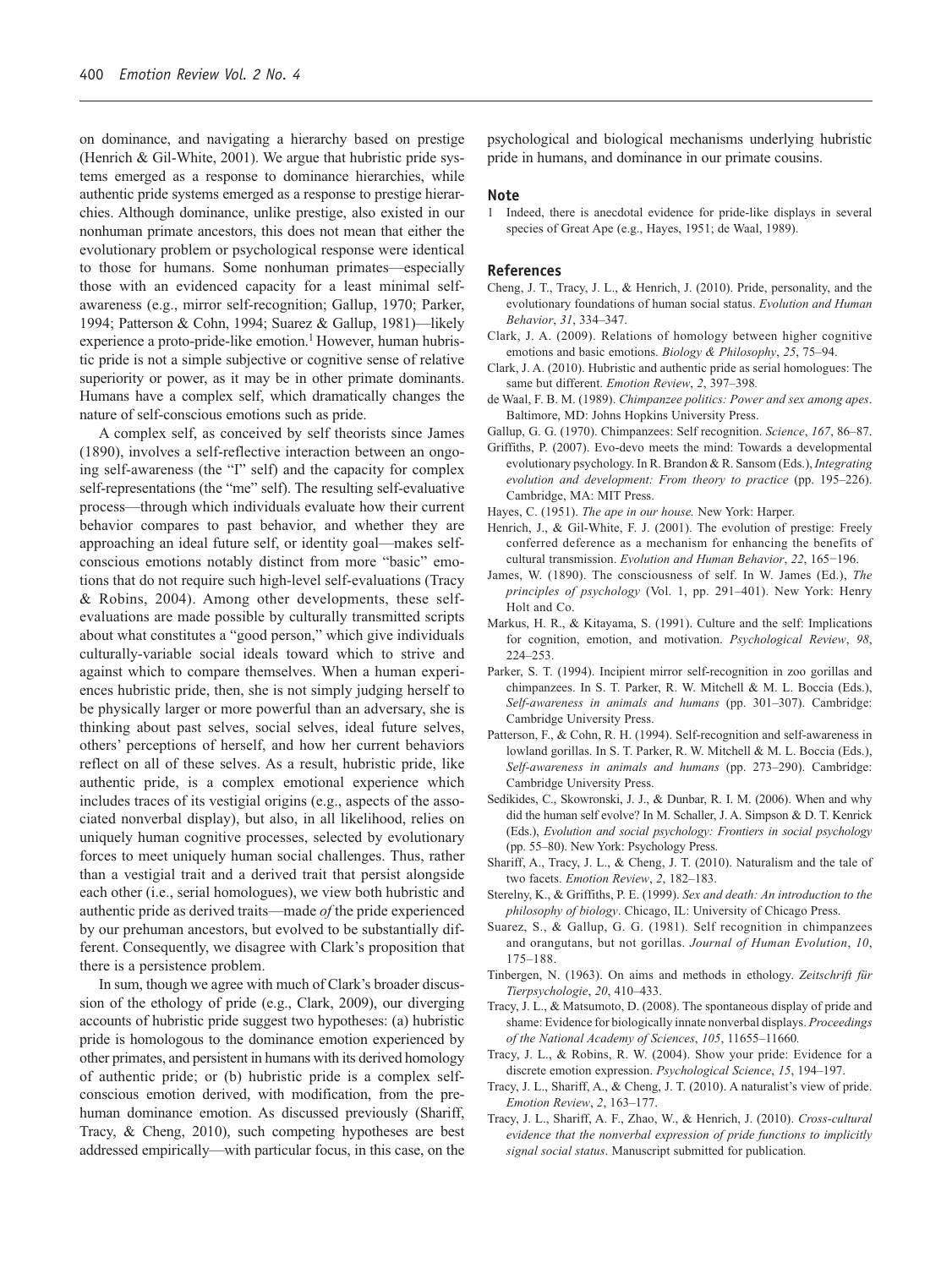on dominance, and navigating a hierarchy based on prestige (Henrich & Gil-White, 2001). We argue that hubristic pride systems emerged as a response to dominance hierarchies, while authentic pride systems emerged as a response to prestige hierarchies. Although dominance, unlike prestige, also existed in our nonhuman primate ancestors, this does not mean that either the evolutionary problem or psychological response were identical to those for humans. Some nonhuman primates—especially those with an evidenced capacity for a least minimal self-awareness (e.g., mirror self-recognition; Gallup, 1970; Parker, 1994; Patterson & Cohn, 1994; Suarez & Gallup, 1981)—likely experience a proto-pride-like emotion.[1] However, human hubristic pride is not a simple subjective or cognitive sense of relative superiority or power, as it may be in other primate dominants. Humans have a complex self, which dramatically changes the nature of self-conscious emotions such as pride.

A complex self, as conceived by self theorists since James (1890), involves a self-reflective interaction between an ongoing self-awareness (the "I" self) and the capacity for complex self-representations (the "me" self). The resulting self-evaluative process—through which individuals evaluate how their current behavior compares to past behavior, and whether they are approaching an ideal future self, or identity goal—makes self-conscious emotions notably distinct from more "basic" emotions that do not require such high-level self-evaluations (Tracy & Robins, 2004). Among other developments, these self-evaluations are made possible by culturally transmitted scripts about what constitutes a "good person," which give individuals culturally-variable social ideals toward which to strive and against which to compare themselves. When a human experiences hubristic pride, then, she is not simply judging herself to be physically larger or more powerful than an adversary, she is thinking about past selves, social selves, ideal future selves, others' perceptions of herself, and how her current behaviors reflect on all of these selves. As a result, hubristic pride, like authentic pride, is a complex emotional experience which includes traces of its vestigial origins (e.g., aspects of the associated nonverbal display), but also, in all likelihood, relies on uniquely human cognitive processes, selected by evolutionary forces to meet uniquely human social challenges. Thus, rather than a vestigial trait and a derived trait that persist alongside each other (i.e., serial homologues), we view both hubristic and authentic pride as derived traits—made *of* the pride experienced by our prehuman ancestors, but evolved to be substantially different. Consequently, we disagree with Clark's proposition that there is a persistence problem.

In sum, though we agree with much of Clark's broader discussion of the ethology of pride (e.g., Clark, 2009), our diverging accounts of hubristic pride suggest two hypotheses: (a) hubristic pride is homologous to the dominance emotion experienced by other primates, and persistent in humans with its derived homology of authentic pride; or (b) hubristic pride is a complex self-conscious emotion derived, with modification, from the prehuman dominance emotion. As discussed previously (Shariff, Tracy, & Cheng, 2010), such competing hypotheses are best addressed empirically—with particular focus, in this case, on the psychological and biological mechanisms underlying hubristic pride in humans, and dominance in our primate cousins.

## Note

1 Indeed, there is anecdotal evidence for pride-like displays in several species of Great Ape (e.g., Hayes, 1951; de Waal, 1989).

## References

Cheng, J. T., Tracy, J. L., & Henrich, J. (2010). Pride, personality, and the evolutionary foundations of human social status. *Evolution and Human Behavior*, *31*, 334–347.

Clark, J. A. (2009). Relations of homology between higher cognitive emotions and basic emotions. *Biology & Philosophy*, *25*, 75–94.

Clark, J. A. (2010). Hubristic and authentic pride as serial homologues: The same but different. *Emotion Review*, *2*, 397–398.

de Waal, F. B. M. (1989). *Chimpanzee politics: Power and sex among apes*. Baltimore, MD: Johns Hopkins University Press.

Gallup, G. G. (1970). Chimpanzees: Self recognition. *Science*, *167*, 86–87.

Griffiths, P. (2007). Evo-devo meets the mind: Towards a developmental evolutionary psychology. In R. Brandon & R. Sansom (Eds.), *Integrating evolution and development: From theory to practice* (pp. 195–226). Cambridge, MA: MIT Press.

Hayes, C. (1951). *The ape in our house.* New York: Harper.

Henrich, J., & Gil-White, F. J. (2001). The evolution of prestige: Freely conferred deference as a mechanism for enhancing the benefits of cultural transmission. *Evolution and Human Behavior*, *22*, 165−196.

James, W. (1890). The consciousness of self. In W. James (Ed.), *The principles of psychology* (Vol. 1, pp. 291–401). New York: Henry Holt and Co.

Markus, H. R., & Kitayama, S. (1991). Culture and the self: Implications for cognition, emotion, and motivation. *Psychological Review*, *98*, 224–253.

Parker, S. T. (1994). Incipient mirror self-recognition in zoo gorillas and chimpanzees. In S. T. Parker, R. W. Mitchell & M. L. Boccia (Eds.), *Self-awareness in animals and humans* (pp. 301–307). Cambridge: Cambridge University Press.

Patterson, F., & Cohn, R. H. (1994). Self-recognition and self-awareness in lowland gorillas. In S. T. Parker, R. W. Mitchell & M. L. Boccia (Eds.), *Self-awareness in animals and humans* (pp. 273–290). Cambridge: Cambridge University Press.

Sedikides, C., Skowronski, J. J., & Dunbar, R. I. M. (2006). When and why did the human self evolve? In M. Schaller, J. A. Simpson & D. T. Kenrick (Eds.), *Evolution and social psychology: Frontiers in social psychology* (pp. 55–80). New York: Psychology Press.

Shariff, A., Tracy, J. L., & Cheng, J. T. (2010). Naturalism and the tale of two facets. *Emotion Review*, *2*, 182–183.

Sterelny, K., & Griffiths, P. E. (1999). *Sex and death: An introduction to the philosophy of biology*. Chicago, IL: University of Chicago Press.

Suarez, S., & Gallup, G. G. (1981). Self recognition in chimpanzees and orangutans, but not gorillas. *Journal of Human Evolution*, *10*, 175–188.

Tinbergen, N. (1963). On aims and methods in ethology. *Zeitschrift für Tierpsychologie*, *20*, 410–433.

Tracy, J. L., & Matsumoto, D. (2008). The spontaneous display of pride and shame: Evidence for biologically innate nonverbal displays. *Proceedings of the National Academy of Sciences*, *105*, 11655–11660.

Tracy, J. L., & Robins, R. W. (2004). Show your pride: Evidence for a discrete emotion expression. *Psychological Science*, *15*, 194–197.

Tracy, J. L., Shariff, A., & Cheng, J. T. (2010). A naturalist's view of pride. *Emotion Review*, *2*, 163–177.

Tracy, J. L., Shariff, A. F., Zhao, W., & Henrich, J. (2010). *Cross-cultural evidence that the nonverbal expression of pride functions to implicitly signal social status*. Manuscript submitted for publication.